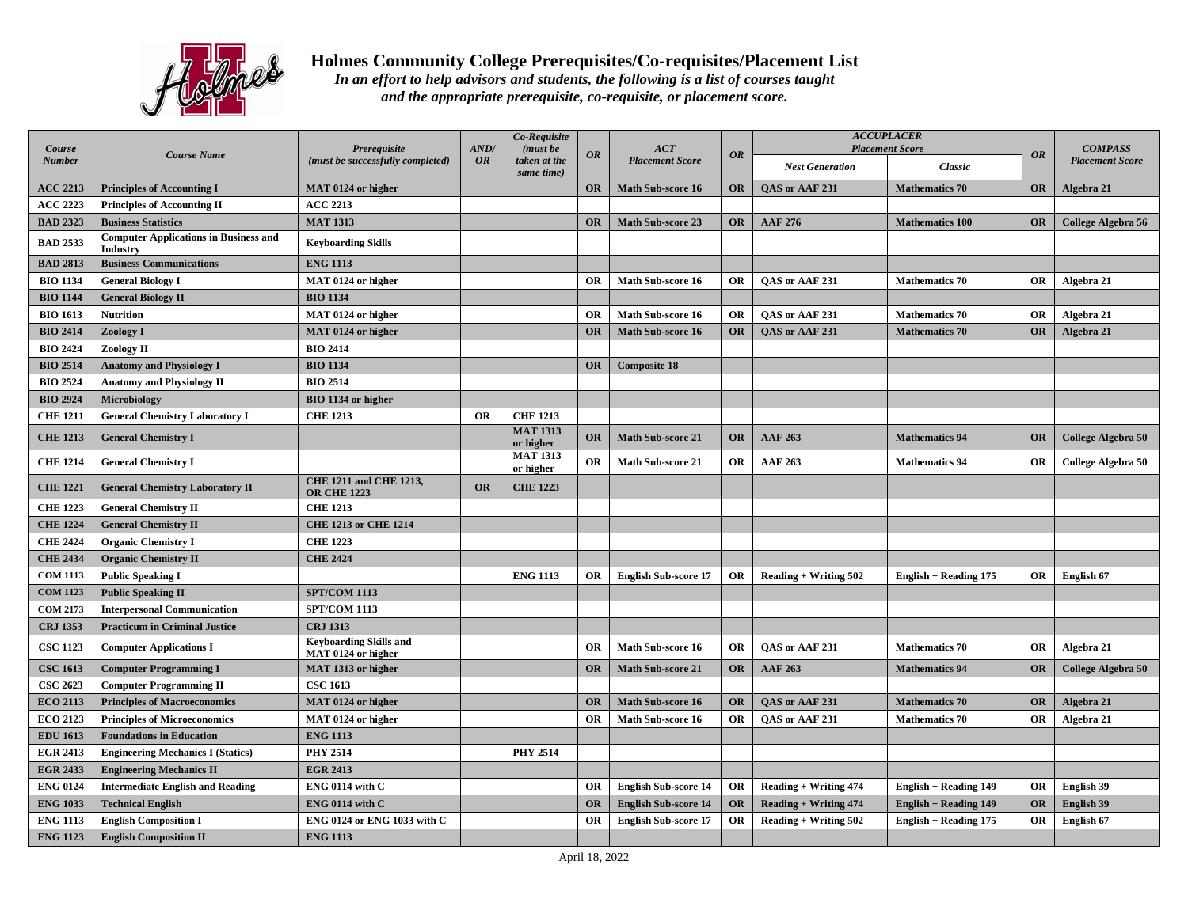# Holmes Community College Prerequisites/Co-requisites/Placement List

*In an effort to help advisors and students, the following is a list of courses taught and the appropriate prerequisite, co-requisite, or placement score.*

| Course Number | Course Name | Prerequisite (must be successfully completed) | AND/ OR | Co-Requisite (must be taken at the same time) | OR | ACT Placement Score | OR | ACCUPLACER Placement Score | | OR | COMPASS Placement Score |
|---|---|---|---|---|---|---|---|---|---|---|---|
| | | | | | | | | Nest Generation | Classic | | |
| ACC 2213 | Principles of Accounting I | MAT 0124 or higher | | | OR | Math Sub-score 16 | OR | QAS or AAF 231 | Mathematics 70 | OR | Algebra 21 |
| ACC 2223 | Principles of Accounting II | ACC 2213 | | | | | | | | | |
| BAD 2323 | Business Statistics | MAT 1313 | | | OR | Math Sub-score 23 | OR | AAF 276 | Mathematics 100 | OR | College Algebra 56 |
| BAD 2533 | Computer Applications in Business and Industry | Keyboarding Skills | | | | | | | | | |
| BAD 2813 | Business Communications | ENG 1113 | | | | | | | | | |
| BIO 1134 | General Biology I | MAT 0124 or higher | | | OR | Math Sub-score 16 | OR | QAS or AAF 231 | Mathematics 70 | OR | Algebra 21 |
| BIO 1144 | General Biology II | BIO 1134 | | | | | | | | | |
| BIO 1613 | Nutrition | MAT 0124 or higher | | | OR | Math Sub-score 16 | OR | QAS or AAF 231 | Mathematics 70 | OR | Algebra 21 |
| BIO 2414 | Zoology I | MAT 0124 or higher | | | OR | Math Sub-score 16 | OR | QAS or AAF 231 | Mathematics 70 | OR | Algebra 21 |
| BIO 2424 | Zoology II | BIO 2414 | | | | | | | | | |
| BIO 2514 | Anatomy and Physiology I | BIO 1134 | | | OR | Composite 18 | | | | | |
| BIO 2524 | Anatomy and Physiology II | BIO 2514 | | | | | | | | | |
| BIO 2924 | Microbiology | BIO 1134 or higher | | | | | | | | | |
| CHE 1211 | General Chemistry Laboratory I | CHE 1213 | OR | CHE 1213 | | | | | | | |
| CHE 1213 | General Chemistry I | | | MAT 1313 or higher | OR | Math Sub-score 21 | OR | AAF 263 | Mathematics 94 | OR | College Algebra 50 |
| CHE 1214 | General Chemistry I | | | MAT 1313 or higher | OR | Math Sub-score 21 | OR | AAF 263 | Mathematics 94 | OR | College Algebra 50 |
| CHE 1221 | General Chemistry Laboratory II | CHE 1211 and CHE 1213, OR CHE 1223 | OR | CHE 1223 | | | | | | | |
| CHE 1223 | General Chemistry II | CHE 1213 | | | | | | | | | |
| CHE 1224 | General Chemistry II | CHE 1213 or CHE 1214 | | | | | | | | | |
| CHE 2424 | Organic Chemistry I | CHE 1223 | | | | | | | | | |
| CHE 2434 | Organic Chemistry II | CHE 2424 | | | | | | | | | |
| COM 1113 | Public Speaking I | | | ENG 1113 | OR | English Sub-score 17 | OR | Reading + Writing 502 | English + Reading 175 | OR | English 67 |
| COM 1123 | Public Speaking II | SPT/COM 1113 | | | | | | | | | |
| COM 2173 | Interpersonal Communication | SPT/COM 1113 | | | | | | | | | |
| CRJ 1353 | Practicum in Criminal Justice | CRJ 1313 | | | | | | | | | |
| CSC 1123 | Computer Applications I | Keyboarding Skills and MAT 0124 or higher | | | OR | Math Sub-score 16 | OR | QAS or AAF 231 | Mathematics 70 | OR | Algebra 21 |
| CSC 1613 | Computer Programming I | MAT 1313 or higher | | | OR | Math Sub-score 21 | OR | AAF 263 | Mathematics 94 | OR | College Algebra 50 |
| CSC 2623 | Computer Programming II | CSC 1613 | | | | | | | | | |
| ECO 2113 | Principles of Macroeconomics | MAT 0124 or higher | | | OR | Math Sub-score 16 | OR | QAS or AAF 231 | Mathematics 70 | OR | Algebra 21 |
| ECO 2123 | Principles of Microeconomics | MAT 0124 or higher | | | OR | Math Sub-score 16 | OR | QAS or AAF 231 | Mathematics 70 | OR | Algebra 21 |
| EDU 1613 | Foundations in Education | ENG 1113 | | | | | | | | | |
| EGR 2413 | Engineering Mechanics I (Statics) | PHY 2514 | | PHY 2514 | | | | | | | |
| EGR 2433 | Engineering Mechanics II | EGR 2413 | | | | | | | | | |
| ENG 0124 | Intermediate English and Reading | ENG 0114 with C | | | OR | English Sub-score 14 | OR | Reading + Writing 474 | English + Reading 149 | OR | English 39 |
| ENG 1033 | Technical English | ENG 0114 with C | | | OR | English Sub-score 14 | OR | Reading + Writing 474 | English + Reading 149 | OR | English 39 |
| ENG 1113 | English Composition I | ENG 0124 or ENG 1033 with C | | | OR | English Sub-score 17 | OR | Reading + Writing 502 | English + Reading 175 | OR | English 67 |
| ENG 1123 | English Composition II | ENG 1113 | | | | | | | | | |

April 18, 2022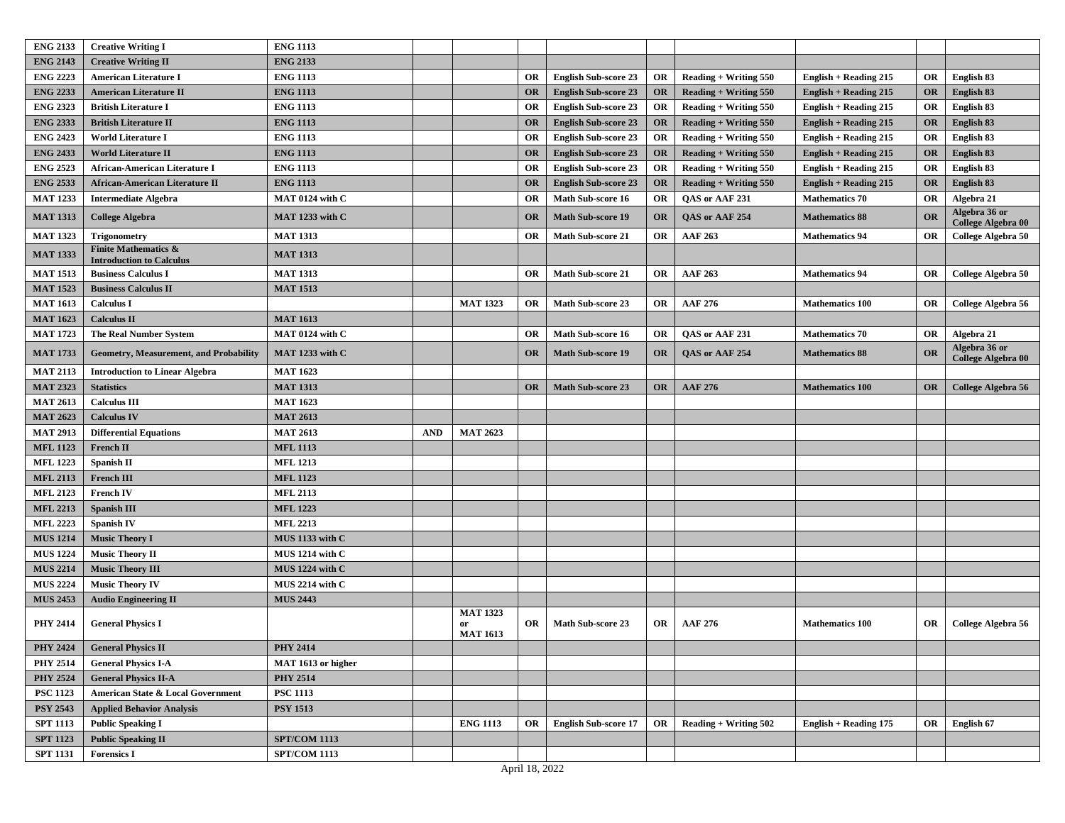| | | | | | | | | | | | |
|---|---|---|---|---|---|---|---|---|---|---|---|
| ENG 2133 | Creative Writing I | ENG 1113 | | | | | | | | | |
| ENG 2143 | Creative Writing II | ENG 2133 | | | | | | | | | |
| ENG 2223 | American Literature I | ENG 1113 | | | OR | English Sub-score 23 | OR | Reading + Writing 550 | English + Reading 215 | OR | English 83 |
| ENG 2233 | American Literature II | ENG 1113 | | | OR | English Sub-score 23 | OR | Reading + Writing 550 | English + Reading 215 | OR | English 83 |
| ENG 2323 | British Literature I | ENG 1113 | | | OR | English Sub-score 23 | OR | Reading + Writing 550 | English + Reading 215 | OR | English 83 |
| ENG 2333 | British Literature II | ENG 1113 | | | OR | English Sub-score 23 | OR | Reading + Writing 550 | English + Reading 215 | OR | English 83 |
| ENG 2423 | World Literature I | ENG 1113 | | | OR | English Sub-score 23 | OR | Reading + Writing 550 | English + Reading 215 | OR | English 83 |
| ENG 2433 | World Literature II | ENG 1113 | | | OR | English Sub-score 23 | OR | Reading + Writing 550 | English + Reading 215 | OR | English 83 |
| ENG 2523 | African-American Literature I | ENG 1113 | | | OR | English Sub-score 23 | OR | Reading + Writing 550 | English + Reading 215 | OR | English 83 |
| ENG 2533 | African-American Literature II | ENG 1113 | | | OR | English Sub-score 23 | OR | Reading + Writing 550 | English + Reading 215 | OR | English 83 |
| MAT 1233 | Intermediate Algebra | MAT 0124 with C | | | OR | Math Sub-score 16 | OR | QAS or AAF 231 | Mathematics 70 | OR | Algebra 21 |
| MAT 1313 | College Algebra | MAT 1233 with C | | | OR | Math Sub-score 19 | OR | QAS or AAF 254 | Mathematics 88 | OR | Algebra 36 or College Algebra 00 |
| MAT 1323 | Trigonometry | MAT 1313 | | | OR | Math Sub-score 21 | OR | AAF 263 | Mathematics 94 | OR | College Algebra 50 |
| MAT 1333 | Finite Mathematics & Introduction to Calculus | MAT 1313 | | | | | | | | | |
| MAT 1513 | Business Calculus I | MAT 1313 | | | OR | Math Sub-score 21 | OR | AAF 263 | Mathematics 94 | OR | College Algebra 50 |
| MAT 1523 | Business Calculus II | MAT 1513 | | | | | | | | | |
| MAT 1613 | Calculus I | | | MAT 1323 | OR | Math Sub-score 23 | OR | AAF 276 | Mathematics 100 | OR | College Algebra 56 |
| MAT 1623 | Calculus II | MAT 1613 | | | | | | | | | |
| MAT 1723 | The Real Number System | MAT 0124 with C | | | OR | Math Sub-score 16 | OR | QAS or AAF 231 | Mathematics 70 | OR | Algebra 21 |
| MAT 1733 | Geometry, Measurement, and Probability | MAT 1233 with C | | | OR | Math Sub-score 19 | OR | QAS or AAF 254 | Mathematics 88 | OR | Algebra 36 or College Algebra 00 |
| MAT 2113 | Introduction to Linear Algebra | MAT 1623 | | | | | | | | | |
| MAT 2323 | Statistics | MAT 1313 | | | OR | Math Sub-score 23 | OR | AAF 276 | Mathematics 100 | OR | College Algebra 56 |
| MAT 2613 | Calculus III | MAT 1623 | | | | | | | | | |
| MAT 2623 | Calculus IV | MAT 2613 | | | | | | | | | |
| MAT 2913 | Differential Equations | MAT 2613 | AND | MAT 2623 | | | | | | | |
| MFL 1123 | French II | MFL 1113 | | | | | | | | | |
| MFL 1223 | Spanish II | MFL 1213 | | | | | | | | | |
| MFL 2113 | French III | MFL 1123 | | | | | | | | | |
| MFL 2123 | French IV | MFL 2113 | | | | | | | | | |
| MFL 2213 | Spanish III | MFL 1223 | | | | | | | | | |
| MFL 2223 | Spanish IV | MFL 2213 | | | | | | | | | |
| MUS 1214 | Music Theory I | MUS 1133 with C | | | | | | | | | |
| MUS 1224 | Music Theory II | MUS 1214 with C | | | | | | | | | |
| MUS 2214 | Music Theory III | MUS 1224 with C | | | | | | | | | |
| MUS 2224 | Music Theory IV | MUS 2214 with C | | | | | | | | | |
| MUS 2453 | Audio Engineering II | MUS 2443 | | | | | | | | | |
| PHY 2414 | General Physics I | | | MAT 1323 or MAT 1613 | OR | Math Sub-score 23 | OR | AAF 276 | Mathematics 100 | OR | College Algebra 56 |
| PHY 2424 | General Physics II | PHY 2414 | | | | | | | | | |
| PHY 2514 | General Physics I-A | MAT 1613 or higher | | | | | | | | | |
| PHY 2524 | General Physics II-A | PHY 2514 | | | | | | | | | |
| PSC 1123 | American State & Local Government | PSC 1113 | | | | | | | | | |
| PSY 2543 | Applied Behavior Analysis | PSY 1513 | | | | | | | | | |
| SPT 1113 | Public Speaking I | | | ENG 1113 | OR | English Sub-score 17 | OR | Reading + Writing 502 | English + Reading 175 | OR | English 67 |
| SPT 1123 | Public Speaking II | SPT/COM 1113 | | | | | | | | | |
| SPT 1131 | Forensics I | SPT/COM 1113 | | | | | | | | | |

April 18, 2022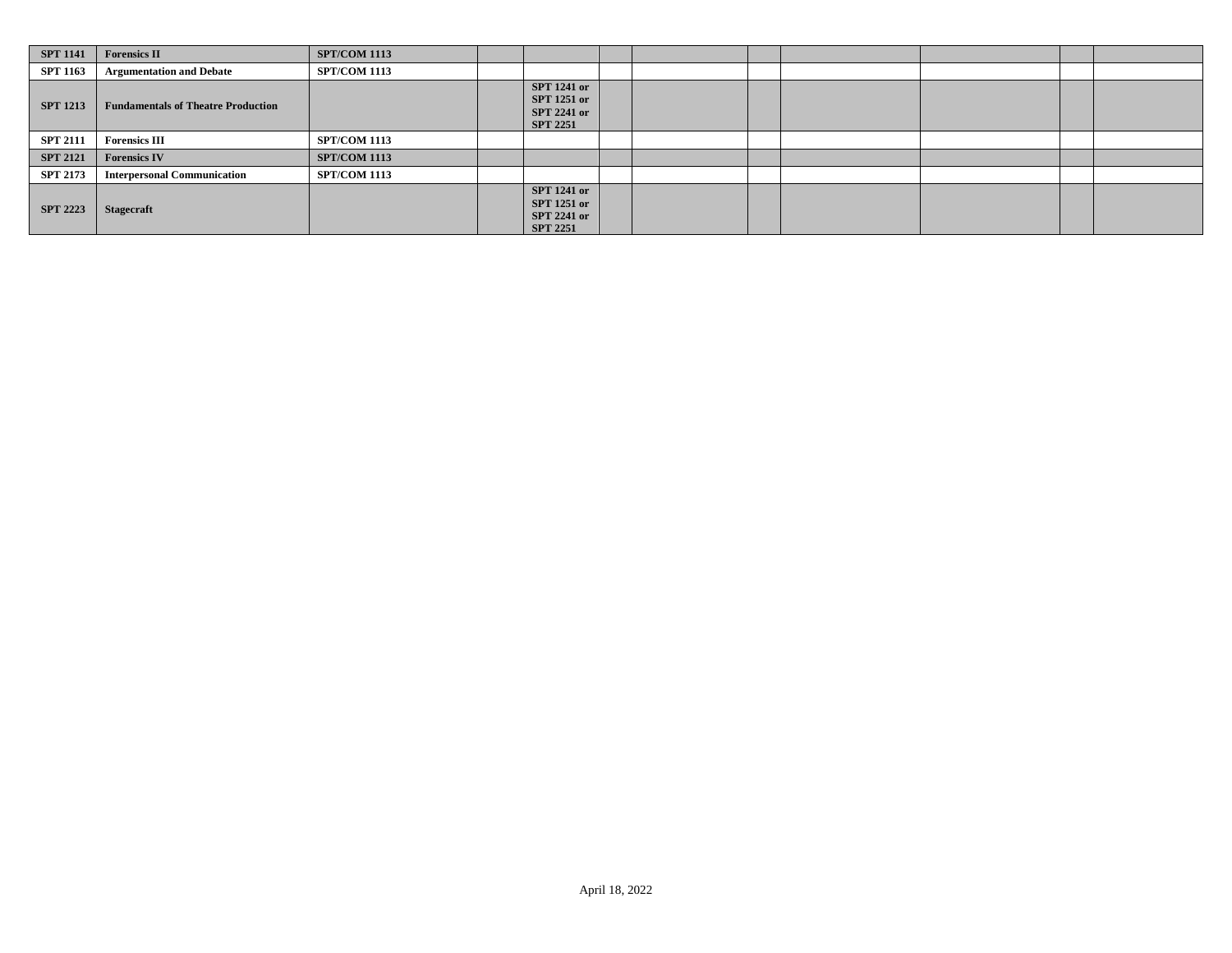| | | | | | | | | | | | |
|---|---|---|---|---|---|---|---|---|---|---|---|
| **SPT 1141** | **Forensics II** | **SPT/COM 1113** | | | | | | | | | |
| **SPT 1163** | **Argumentation and Debate** | **SPT/COM 1113** | | | | | | | | | |
| **SPT 1213** | **Fundamentals of Theatre Production** | | | **SPT 1241 or SPT 1251 or SPT 2241 or SPT 2251** | | | | | | | |
| **SPT 2111** | **Forensics III** | **SPT/COM 1113** | | | | | | | | | |
| **SPT 2121** | **Forensics IV** | **SPT/COM 1113** | | | | | | | | | |
| **SPT 2173** | **Interpersonal Communication** | **SPT/COM 1113** | | | | | | | | | |
| **SPT 2223** | **Stagecraft** | | | **SPT 1241 or SPT 1251 or SPT 2241 or SPT 2251** | | | | | | | |